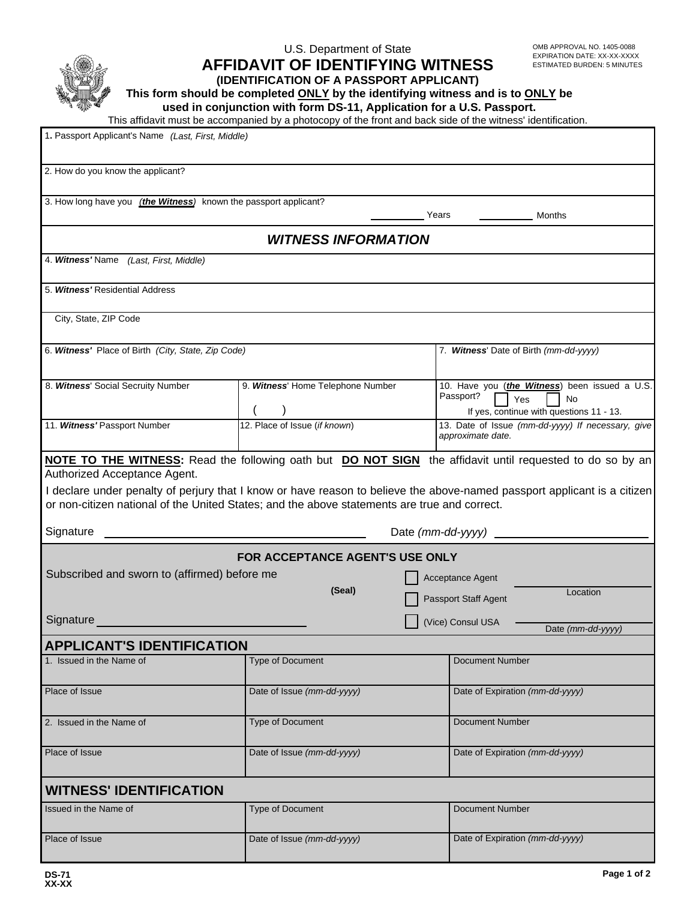U.S. Department of State

# AFFIDAVIT OF IDENTIFYING WITNESS

OMB APPROVAL NO. 1405-0088
EXPIRATION DATE: XX-XX-XXXX
ESTIMATED BURDEN: 5 MINUTES

**(IDENTIFICATION OF A PASSPORT APPLICANT)**

**This form should be completed ONLY by the identifying witness and is to ONLY be used in conjunction with form DS-11, Application for a U.S. Passport.**

This affidavit must be accompanied by a photocopy of the front and back side of the witness' identification.

1. Passport Applicant's Name *(Last, First, Middle)*

2. How do you know the applicant?

3. How long have you ***(the Witness)*** known the passport applicant? __________ Years __________ Months

## *WITNESS INFORMATION*

4. ***Witness'*** Name *(Last, First, Middle)*

5. ***Witness'*** Residential Address

City, State, ZIP Code

| 6. ***Witness'*** Place of Birth *(City, State, Zip Code)* | | 7. ***Witness'*** Date of Birth *(mm-dd-yyyy)* |
|---|---|---|
| 8. ***Witness'*** Social Secruity Number | 9. ***Witness'*** Home Telephone Number ( ) | 10. Have you (***the Witness***) been issued a U.S. Passport? ☐ Yes ☐ No If yes, continue with questions 11 - 13. |
| 11. ***Witness'*** Passport Number | 12. Place of Issue (*if known*) | 13. Date of Issue *(mm-dd-yyyy) If necessary, give approximate date.* |

**NOTE TO THE WITNESS:** Read the following oath but **DO NOT SIGN** the affidavit until requested to do so by an Authorized Acceptance Agent.

I declare under penalty of perjury that I know or have reason to believe the above-named passport applicant is a citizen or non-citizen national of the United States; and the above statements are true and correct.

Signature ______________________________ Date *(mm-dd-yyyy)* ______________________

**FOR ACCEPTANCE AGENT'S USE ONLY**

Subscribed and sworn to (affirmed) before me

**(Seal)**

☐ Acceptance Agent
☐ Passport Staff Agent
☐ (Vice) Consul USA

______________________ Location

______________________ Date *(mm-dd-yyyy)*

Signature ______________________________

## APPLICANT'S IDENTIFICATION

| 1. Issued in the Name of | Type of Document | Document Number |
|---|---|---|
| Place of Issue | Date of Issue *(mm-dd-yyyy)* | Date of Expiration *(mm-dd-yyyy)* |
| 2. Issued in the Name of | Type of Document | Document Number |
| Place of Issue | Date of Issue *(mm-dd-yyyy)* | Date of Expiration *(mm-dd-yyyy)* |

## WITNESS' IDENTIFICATION

| Issued in the Name of | Type of Document | Document Number |
|---|---|---|
| Place of Issue | Date of Issue *(mm-dd-yyyy)* | Date of Expiration *(mm-dd-yyyy)* |

**DS-71**
**XX-XX**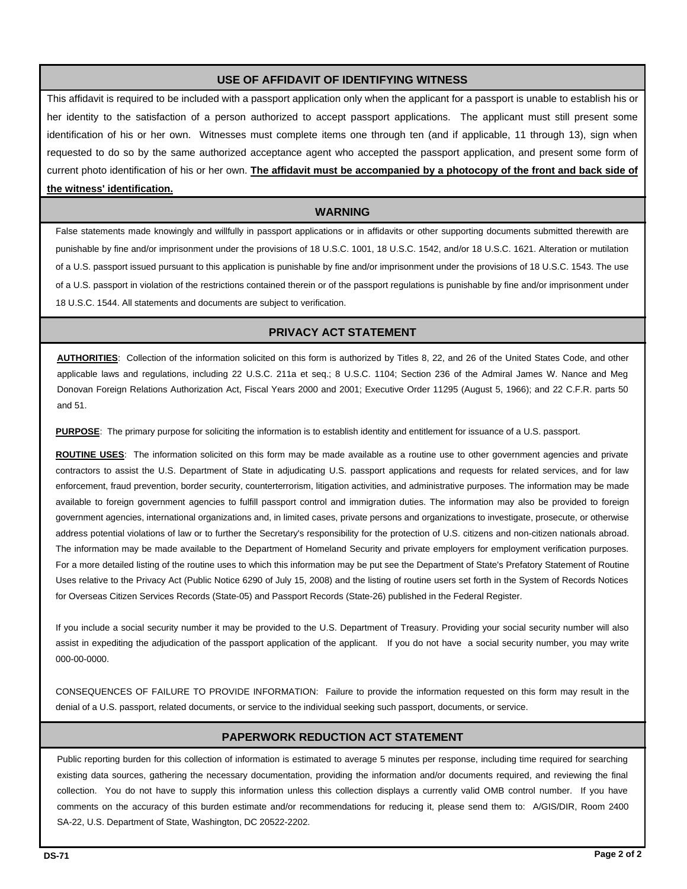## USE OF AFFIDAVIT OF IDENTIFYING WITNESS

This affidavit is required to be included with a passport application only when the applicant for a passport is unable to establish his or her identity to the satisfaction of a person authorized to accept passport applications. The applicant must still present some identification of his or her own. Witnesses must complete items one through ten (and if applicable, 11 through 13), sign when requested to do so by the same authorized acceptance agent who accepted the passport application, and present some form of current photo identification of his or her own. **The affidavit must be accompanied by a photocopy of the front and back side of the witness' identification.**

## WARNING

False statements made knowingly and willfully in passport applications or in affidavits or other supporting documents submitted therewith are punishable by fine and/or imprisonment under the provisions of 18 U.S.C. 1001, 18 U.S.C. 1542, and/or 18 U.S.C. 1621. Alteration or mutilation of a U.S. passport issued pursuant to this application is punishable by fine and/or imprisonment under the provisions of 18 U.S.C. 1543. The use of a U.S. passport in violation of the restrictions contained therein or of the passport regulations is punishable by fine and/or imprisonment under 18 U.S.C. 1544. All statements and documents are subject to verification.

## PRIVACY ACT STATEMENT

**AUTHORITIES**: Collection of the information solicited on this form is authorized by Titles 8, 22, and 26 of the United States Code, and other applicable laws and regulations, including 22 U.S.C. 211a et seq.; 8 U.S.C. 1104; Section 236 of the Admiral James W. Nance and Meg Donovan Foreign Relations Authorization Act, Fiscal Years 2000 and 2001; Executive Order 11295 (August 5, 1966); and 22 C.F.R. parts 50 and 51.

**PURPOSE**: The primary purpose for soliciting the information is to establish identity and entitlement for issuance of a U.S. passport.

**ROUTINE USES**: The information solicited on this form may be made available as a routine use to other government agencies and private contractors to assist the U.S. Department of State in adjudicating U.S. passport applications and requests for related services, and for law enforcement, fraud prevention, border security, counterterrorism, litigation activities, and administrative purposes. The information may be made available to foreign government agencies to fulfill passport control and immigration duties. The information may also be provided to foreign government agencies, international organizations and, in limited cases, private persons and organizations to investigate, prosecute, or otherwise address potential violations of law or to further the Secretary's responsibility for the protection of U.S. citizens and non-citizen nationals abroad. The information may be made available to the Department of Homeland Security and private employers for employment verification purposes. For a more detailed listing of the routine uses to which this information may be put see the Department of State's Prefatory Statement of Routine Uses relative to the Privacy Act (Public Notice 6290 of July 15, 2008) and the listing of routine users set forth in the System of Records Notices for Overseas Citizen Services Records (State-05) and Passport Records (State-26) published in the Federal Register.

If you include a social security number it may be provided to the U.S. Department of Treasury. Providing your social security number will also assist in expediting the adjudication of the passport application of the applicant. If you do not have a social security number, you may write 000-00-0000.

CONSEQUENCES OF FAILURE TO PROVIDE INFORMATION: Failure to provide the information requested on this form may result in the denial of a U.S. passport, related documents, or service to the individual seeking such passport, documents, or service.

## PAPERWORK REDUCTION ACT STATEMENT

Public reporting burden for this collection of information is estimated to average 5 minutes per response, including time required for searching existing data sources, gathering the necessary documentation, providing the information and/or documents required, and reviewing the final collection. You do not have to supply this information unless this collection displays a currently valid OMB control number. If you have comments on the accuracy of this burden estimate and/or recommendations for reducing it, please send them to: A/GIS/DIR, Room 2400 SA-22, U.S. Department of State, Washington, DC 20522-2202.

DS-71